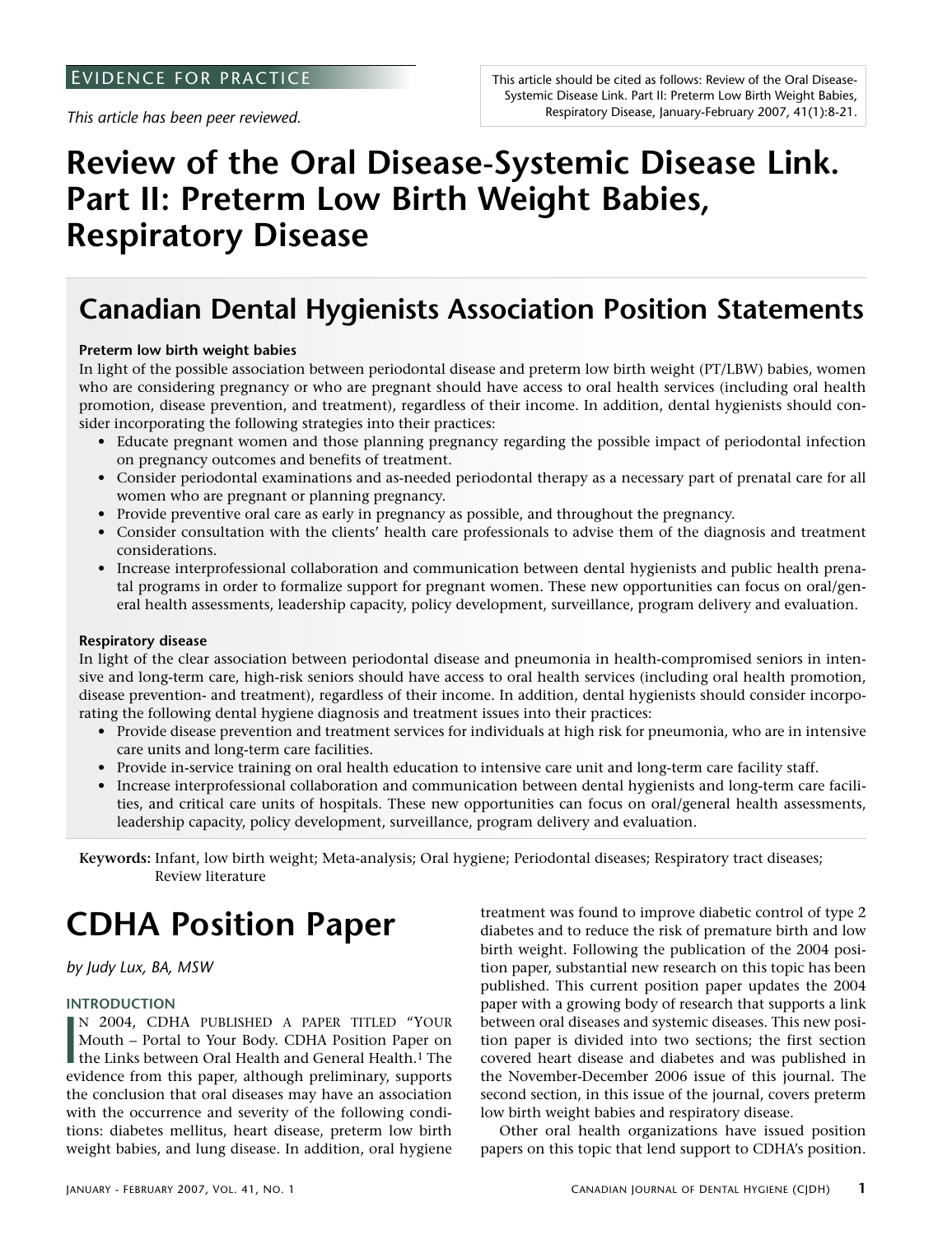EVIDENCE FOR PRACTICE

*This article has been peer reviewed.*

This article should be cited as follows: Review of the Oral Disease-Systemic Disease Link. Part II: Preterm Low Birth Weight Babies, Respiratory Disease, January-February 2007, 41(1):8-21.

# Review of the Oral Disease-Systemic Disease Link. Part II: Preterm Low Birth Weight Babies, Respiratory Disease

## Canadian Dental Hygienists Association Position Statements

**Preterm low birth weight babies**

In light of the possible association between periodontal disease and preterm low birth weight (PT/LBW) babies, women who are considering pregnancy or who are pregnant should have access to oral health services (including oral health promotion, disease prevention, and treatment), regardless of their income. In addition, dental hygienists should consider incorporating the following strategies into their practices:

- Educate pregnant women and those planning pregnancy regarding the possible impact of periodontal infection on pregnancy outcomes and benefits of treatment.
- Consider periodontal examinations and as-needed periodontal therapy as a necessary part of prenatal care for all women who are pregnant or planning pregnancy.
- Provide preventive oral care as early in pregnancy as possible, and throughout the pregnancy.
- Consider consultation with the clients' health care professionals to advise them of the diagnosis and treatment considerations.
- Increase interprofessional collaboration and communication between dental hygienists and public health prenatal programs in order to formalize support for pregnant women. These new opportunities can focus on oral/general health assessments, leadership capacity, policy development, surveillance, program delivery and evaluation.

**Respiratory disease**

In light of the clear association between periodontal disease and pneumonia in health-compromised seniors in intensive and long-term care, high-risk seniors should have access to oral health services (including oral health promotion, disease prevention- and treatment), regardless of their income. In addition, dental hygienists should consider incorporating the following dental hygiene diagnosis and treatment issues into their practices:

- Provide disease prevention and treatment services for individuals at high risk for pneumonia, who are in intensive care units and long-term care facilities.
- Provide in-service training on oral health education to intensive care unit and long-term care facility staff.
- Increase interprofessional collaboration and communication between dental hygienists and long-term care facilities, and critical care units of hospitals. These new opportunities can focus on oral/general health assessments, leadership capacity, policy development, surveillance, program delivery and evaluation.

**Keywords:** Infant, low birth weight; Meta-analysis; Oral hygiene; Periodontal diseases; Respiratory tract diseases; Review literature

# CDHA Position Paper

*by Judy Lux, BA, MSW*

### INTRODUCTION

In 2004, CDHA published a paper titled "Your Mouth – Portal to Your Body. CDHA Position Paper on the Links between Oral Health and General Health.[1] The evidence from this paper, although preliminary, supports the conclusion that oral diseases may have an association with the occurrence and severity of the following conditions: diabetes mellitus, heart disease, preterm low birth weight babies, and lung disease. In addition, oral hygiene treatment was found to improve diabetic control of type 2 diabetes and to reduce the risk of premature birth and low birth weight. Following the publication of the 2004 position paper, substantial new research on this topic has been published. This current position paper updates the 2004 paper with a growing body of research that supports a link between oral diseases and systemic diseases. This new position paper is divided into two sections; the first section covered heart disease and diabetes and was published in the November-December 2006 issue of this journal. The second section, in this issue of the journal, covers preterm low birth weight babies and respiratory disease.

Other oral health organizations have issued position papers on this topic that lend support to CDHA's position.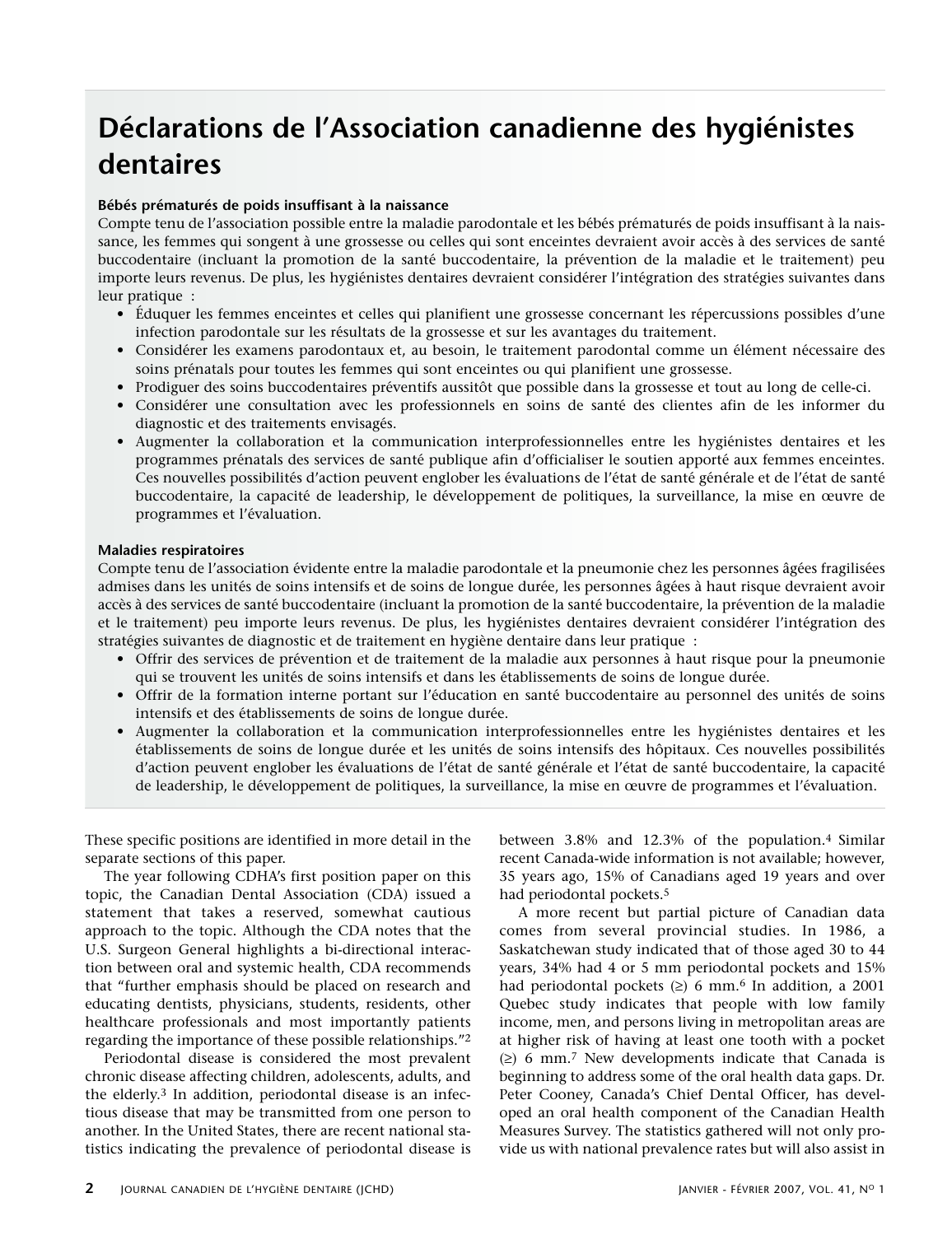# Déclarations de l'Association canadienne des hygiénistes dentaires

**Bébés prématurés de poids insuffisant à la naissance**

Compte tenu de l'association possible entre la maladie parodontale et les bébés prématurés de poids insuffisant à la naissance, les femmes qui songent à une grossesse ou celles qui sont enceintes devraient avoir accès à des services de santé buccodentaire (incluant la promotion de la santé buccodentaire, la prévention de la maladie et le traitement) peu importe leurs revenus. De plus, les hygiénistes dentaires devraient considérer l'intégration des stratégies suivantes dans leur pratique :

- Éduquer les femmes enceintes et celles qui planifient une grossesse concernant les répercussions possibles d'une infection parodontale sur les résultats de la grossesse et sur les avantages du traitement.
- Considérer les examens parodontaux et, au besoin, le traitement parodontal comme un élément nécessaire des soins prénatals pour toutes les femmes qui sont enceintes ou qui planifient une grossesse.
- Prodiguer des soins buccodentaires préventifs aussitôt que possible dans la grossesse et tout au long de celle-ci.
- Considérer une consultation avec les professionnels en soins de santé des clientes afin de les informer du diagnostic et des traitements envisagés.
- Augmenter la collaboration et la communication interprofessionnelles entre les hygiénistes dentaires et les programmes prénatals des services de santé publique afin d'officialiser le soutien apporté aux femmes enceintes. Ces nouvelles possibilités d'action peuvent englober les évaluations de l'état de santé générale et de l'état de santé buccodentaire, la capacité de leadership, le développement de politiques, la surveillance, la mise en œuvre de programmes et l'évaluation.

**Maladies respiratoires**

Compte tenu de l'association évidente entre la maladie parodontale et la pneumonie chez les personnes âgées fragilisées admises dans les unités de soins intensifs et de soins de longue durée, les personnes âgées à haut risque devraient avoir accès à des services de santé buccodentaire (incluant la promotion de la santé buccodentaire, la prévention de la maladie et le traitement) peu importe leurs revenus. De plus, les hygiénistes dentaires devraient considérer l'intégration des stratégies suivantes de diagnostic et de traitement en hygiène dentaire dans leur pratique :

- Offrir des services de prévention et de traitement de la maladie aux personnes à haut risque pour la pneumonie qui se trouvent les unités de soins intensifs et dans les établissements de soins de longue durée.
- Offrir de la formation interne portant sur l'éducation en santé buccodentaire au personnel des unités de soins intensifs et des établissements de soins de longue durée.
- Augmenter la collaboration et la communication interprofessionnelles entre les hygiénistes dentaires et les établissements de soins de longue durée et les unités de soins intensifs des hôpitaux. Ces nouvelles possibilités d'action peuvent englober les évaluations de l'état de santé générale et l'état de santé buccodentaire, la capacité de leadership, le développement de politiques, la surveillance, la mise en œuvre de programmes et l'évaluation.

These specific positions are identified in more detail in the separate sections of this paper.

The year following CDHA's first position paper on this topic, the Canadian Dental Association (CDA) issued a statement that takes a reserved, somewhat cautious approach to the topic. Although the CDA notes that the U.S. Surgeon General highlights a bi-directional interaction between oral and systemic health, CDA recommends that "further emphasis should be placed on research and educating dentists, physicians, students, residents, other healthcare professionals and most importantly patients regarding the importance of these possible relationships."[2]

Periodontal disease is considered the most prevalent chronic disease affecting children, adolescents, adults, and the elderly.[3] In addition, periodontal disease is an infectious disease that may be transmitted from one person to another. In the United States, there are recent national statistics indicating the prevalence of periodontal disease is between 3.8% and 12.3% of the population.[4] Similar recent Canada-wide information is not available; however, 35 years ago, 15% of Canadians aged 19 years and over had periodontal pockets.[5]

A more recent but partial picture of Canadian data comes from several provincial studies. In 1986, a Saskatchewan study indicated that of those aged 30 to 44 years, 34% had 4 or 5 mm periodontal pockets and 15% had periodontal pockets (≥) 6 mm.[6] In addition, a 2001 Quebec study indicates that people with low family income, men, and persons living in metropolitan areas are at higher risk of having at least one tooth with a pocket (≥) 6 mm.[7] New developments indicate that Canada is beginning to address some of the oral health data gaps. Dr. Peter Cooney, Canada's Chief Dental Officer, has developed an oral health component of the Canadian Health Measures Survey. The statistics gathered will not only provide us with national prevalence rates but will also assist in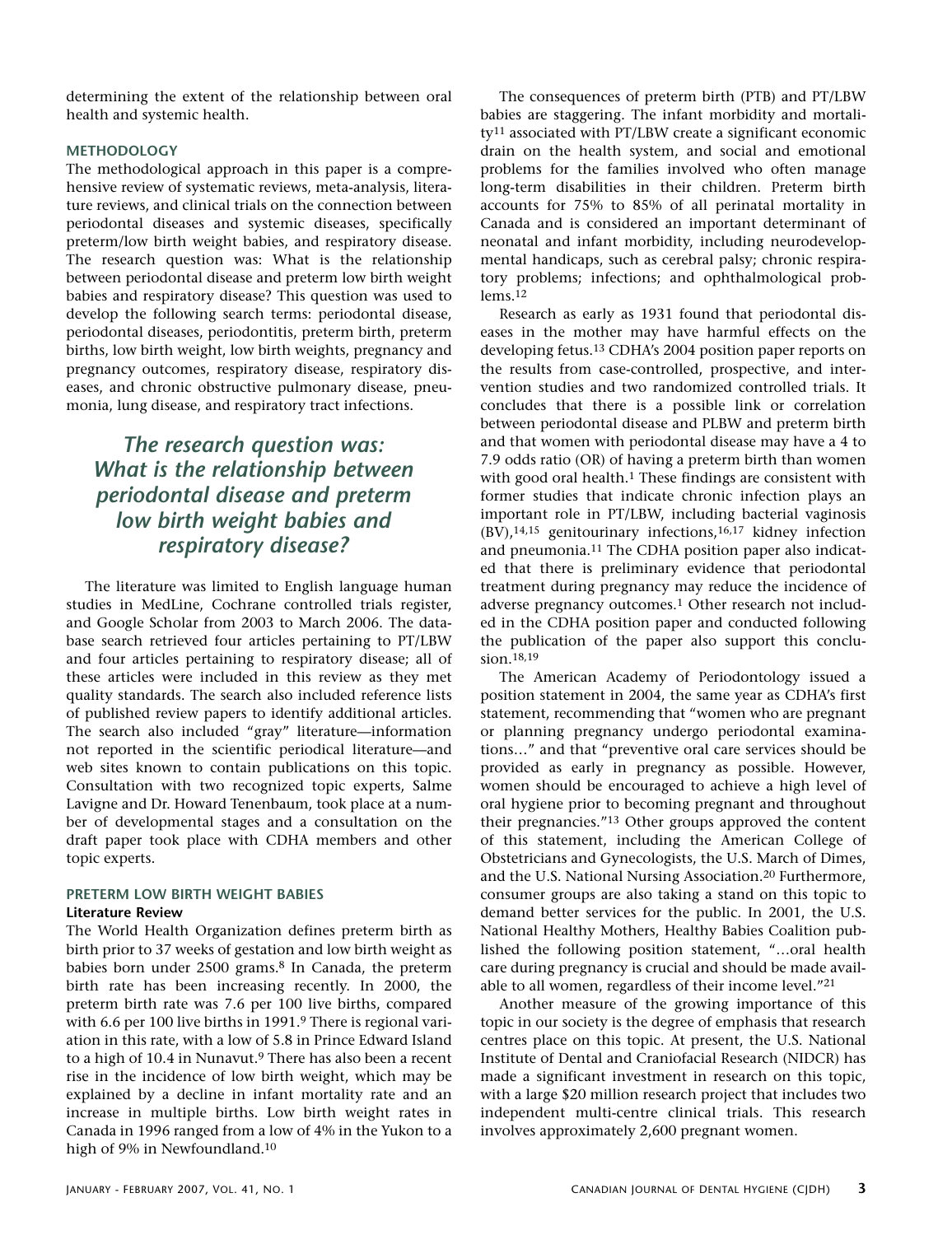determining the extent of the relationship between oral health and systemic health.

## METHODOLOGY

The methodological approach in this paper is a comprehensive review of systematic reviews, meta-analysis, literature reviews, and clinical trials on the connection between periodontal diseases and systemic diseases, specifically preterm/low birth weight babies, and respiratory disease. The research question was: What is the relationship between periodontal disease and preterm low birth weight babies and respiratory disease? This question was used to develop the following search terms: periodontal disease, periodontal diseases, periodontitis, preterm birth, preterm births, low birth weight, low birth weights, pregnancy and pregnancy outcomes, respiratory disease, respiratory diseases, and chronic obstructive pulmonary disease, pneumonia, lung disease, and respiratory tract infections.

> *The research question was: What is the relationship between periodontal disease and preterm low birth weight babies and respiratory disease?*

The literature was limited to English language human studies in MedLine, Cochrane controlled trials register, and Google Scholar from 2003 to March 2006. The database search retrieved four articles pertaining to PT/LBW and four articles pertaining to respiratory disease; all of these articles were included in this review as they met quality standards. The search also included reference lists of published review papers to identify additional articles. The search also included "gray" literature—information not reported in the scientific periodical literature—and web sites known to contain publications on this topic. Consultation with two recognized topic experts, Salme Lavigne and Dr. Howard Tenenbaum, took place at a number of developmental stages and a consultation on the draft paper took place with CDHA members and other topic experts.

## PRETERM LOW BIRTH WEIGHT BABIES

### Literature Review

The World Health Organization defines preterm birth as birth prior to 37 weeks of gestation and low birth weight as babies born under 2500 grams.[8] In Canada, the preterm birth rate has been increasing recently. In 2000, the preterm birth rate was 7.6 per 100 live births, compared with 6.6 per 100 live births in 1991.[9] There is regional variation in this rate, with a low of 5.8 in Prince Edward Island to a high of 10.4 in Nunavut.[9] There has also been a recent rise in the incidence of low birth weight, which may be explained by a decline in infant mortality rate and an increase in multiple births. Low birth weight rates in Canada in 1996 ranged from a low of 4% in the Yukon to a high of 9% in Newfoundland.[10]

The consequences of preterm birth (PTB) and PT/LBW babies are staggering. The infant morbidity and mortality[11] associated with PT/LBW create a significant economic drain on the health system, and social and emotional problems for the families involved who often manage long-term disabilities in their children. Preterm birth accounts for 75% to 85% of all perinatal mortality in Canada and is considered an important determinant of neonatal and infant morbidity, including neurodevelopmental handicaps, such as cerebral palsy; chronic respiratory problems; infections; and ophthalmological problems.[12]

Research as early as 1931 found that periodontal diseases in the mother may have harmful effects on the developing fetus.[13] CDHA's 2004 position paper reports on the results from case-controlled, prospective, and intervention studies and two randomized controlled trials. It concludes that there is a possible link or correlation between periodontal disease and PLBW and preterm birth and that women with periodontal disease may have a 4 to 7.9 odds ratio (OR) of having a preterm birth than women with good oral health.[1] These findings are consistent with former studies that indicate chronic infection plays an important role in PT/LBW, including bacterial vaginosis (BV),[14,15] genitourinary infections,[16,17] kidney infection and pneumonia.[11] The CDHA position paper also indicated that there is preliminary evidence that periodontal treatment during pregnancy may reduce the incidence of adverse pregnancy outcomes.[1] Other research not included in the CDHA position paper and conducted following the publication of the paper also support this conclusion.[18,19]

The American Academy of Periodontology issued a position statement in 2004, the same year as CDHA's first statement, recommending that "women who are pregnant or planning pregnancy undergo periodontal examinations…" and that "preventive oral care services should be provided as early in pregnancy as possible. However, women should be encouraged to achieve a high level of oral hygiene prior to becoming pregnant and throughout their pregnancies."[13] Other groups approved the content of this statement, including the American College of Obstetricians and Gynecologists, the U.S. March of Dimes, and the U.S. National Nursing Association.[20] Furthermore, consumer groups are also taking a stand on this topic to demand better services for the public. In 2001, the U.S. National Healthy Mothers, Healthy Babies Coalition published the following position statement, "…oral health care during pregnancy is crucial and should be made available to all women, regardless of their income level."[21]

Another measure of the growing importance of this topic in our society is the degree of emphasis that research centres place on this topic. At present, the U.S. National Institute of Dental and Craniofacial Research (NIDCR) has made a significant investment in research on this topic, with a large $20 million research project that includes two independent multi-centre clinical trials. This research involves approximately 2,600 pregnant women.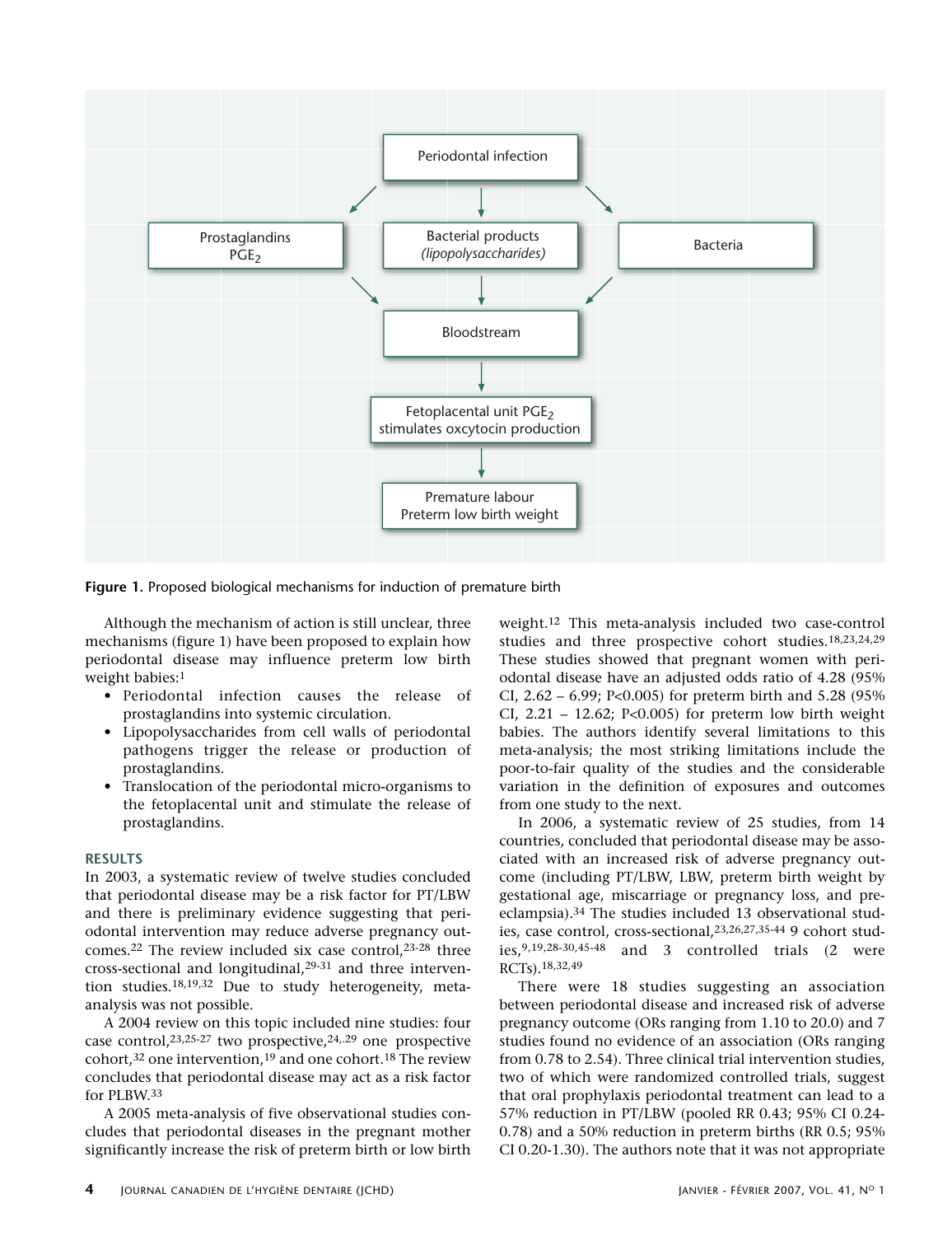Figure 1. Proposed biological mechanisms for induction of premature birth

Although the mechanism of action is still unclear, three mechanisms (figure 1) have been proposed to explain how periodontal disease may influence preterm low birth weight babies:[1]

- Periodontal infection causes the release of prostaglandins into systemic circulation.
- Lipopolysaccharides from cell walls of periodontal pathogens trigger the release or production of prostaglandins.
- Translocation of the periodontal micro-organisms to the fetoplacental unit and stimulate the release of prostaglandins.

## RESULTS

In 2003, a systematic review of twelve studies concluded that periodontal disease may be a risk factor for PT/LBW and there is preliminary evidence suggesting that periodontal intervention may reduce adverse pregnancy outcomes.[22] The review included six case control,[23-28] three cross-sectional and longitudinal,[29-31] and three intervention studies.[18,19,32] Due to study heterogeneity, meta-analysis was not possible.

A 2004 review on this topic included nine studies: four case control,[23,25-27] two prospective,[24,.29] one prospective cohort,[32] one intervention,[19] and one cohort.[18] The review concludes that periodontal disease may act as a risk factor for PLBW.[33]

A 2005 meta-analysis of five observational studies concludes that periodontal diseases in the pregnant mother significantly increase the risk of preterm birth or low birth weight.[12] This meta-analysis included two case-control studies and three prospective cohort studies.[18,23,24,29] These studies showed that pregnant women with periodontal disease have an adjusted odds ratio of 4.28 (95% CI, 2.62 – 6.99; $P<0.005$) for preterm birth and 5.28 (95% CI, 2.21 – 12.62; $P<0.005$) for preterm low birth weight babies. The authors identify several limitations to this meta-analysis; the most striking limitations include the poor-to-fair quality of the studies and the considerable variation in the definition of exposures and outcomes from one study to the next.

In 2006, a systematic review of 25 studies, from 14 countries, concluded that periodontal disease may be associated with an increased risk of adverse pregnancy outcome (including PT/LBW, LBW, preterm birth weight by gestational age, miscarriage or pregnancy loss, and preeclampsia).[34] The studies included 13 observational studies, case control, cross-sectional,[23,26,27,35-44] 9 cohort studies,[9,19,28-30,45-48] and 3 controlled trials (2 were RCTs).[18,32,49]

There were 18 studies suggesting an association between periodontal disease and increased risk of adverse pregnancy outcome (ORs ranging from 1.10 to 20.0) and 7 studies found no evidence of an association (ORs ranging from 0.78 to 2.54). Three clinical trial intervention studies, two of which were randomized controlled trials, suggest that oral prophylaxis periodontal treatment can lead to a 57% reduction in PT/LBW (pooled RR 0.43; 95% CI 0.24-0.78) and a 50% reduction in preterm births (RR 0.5; 95% CI 0.20-1.30). The authors note that it was not appropriate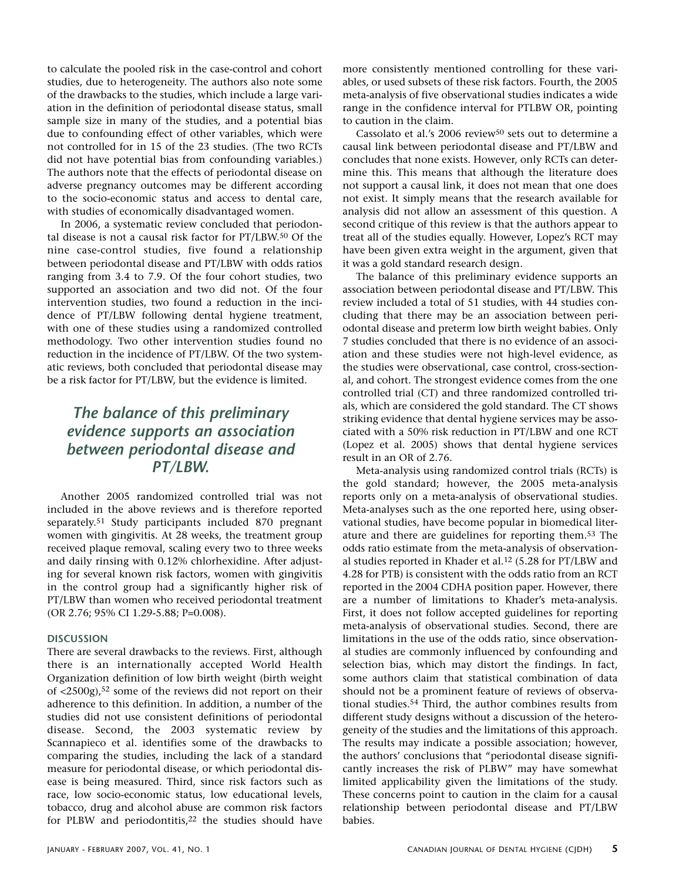to calculate the pooled risk in the case-control and cohort studies, due to heterogeneity. The authors also note some of the drawbacks to the studies, which include a large variation in the definition of periodontal disease status, small sample size in many of the studies, and a potential bias due to confounding effect of other variables, which were not controlled for in 15 of the 23 studies. (The two RCTs did not have potential bias from confounding variables.) The authors note that the effects of periodontal disease on adverse pregnancy outcomes may be different according to the socio-economic status and access to dental care, with studies of economically disadvantaged women.

In 2006, a systematic review concluded that periodontal disease is not a causal risk factor for PT/LBW.[50] Of the nine case-control studies, five found a relationship between periodontal disease and PT/LBW with odds ratios ranging from 3.4 to 7.9. Of the four cohort studies, two supported an association and two did not. Of the four intervention studies, two found a reduction in the incidence of PT/LBW following dental hygiene treatment, with one of these studies using a randomized controlled methodology. Two other intervention studies found no reduction in the incidence of PT/LBW. Of the two systematic reviews, both concluded that periodontal disease may be a risk factor for PT/LBW, but the evidence is limited.

> ***The balance of this preliminary evidence supports an association between periodontal disease and PT/LBW.***

Another 2005 randomized controlled trial was not included in the above reviews and is therefore reported separately.[51] Study participants included 870 pregnant women with gingivitis. At 28 weeks, the treatment group received plaque removal, scaling every two to three weeks and daily rinsing with 0.12% chlorhexidine. After adjusting for several known risk factors, women with gingivitis in the control group had a significantly higher risk of PT/LBW than women who received periodontal treatment (OR 2.76; 95% CI 1.29-5.88; P=0.008).

## DISCUSSION

There are several drawbacks to the reviews. First, although there is an internationally accepted World Health Organization definition of low birth weight (birth weight of <2500g),[52] some of the reviews did not report on their adherence to this definition. In addition, a number of the studies did not use consistent definitions of periodontal disease. Second, the 2003 systematic review by Scannapieco et al. identifies some of the drawbacks to comparing the studies, including the lack of a standard measure for periodontal disease, or which periodontal disease is being measured. Third, since risk factors such as race, low socio-economic status, low educational levels, tobacco, drug and alcohol abuse are common risk factors for PLBW and periodontitis,[22] the studies should have more consistently mentioned controlling for these variables, or used subsets of these risk factors. Fourth, the 2005 meta-analysis of five observational studies indicates a wide range in the confidence interval for PTLBW OR, pointing to caution in the claim.

Cassolato et al.'s 2006 review[50] sets out to determine a causal link between periodontal disease and PT/LBW and concludes that none exists. However, only RCTs can determine this. This means that although the literature does not support a causal link, it does not mean that one does not exist. It simply means that the research available for analysis did not allow an assessment of this question. A second critique of this review is that the authors appear to treat all of the studies equally. However, Lopez's RCT may have been given extra weight in the argument, given that it was a gold standard research design.

The balance of this preliminary evidence supports an association between periodontal disease and PT/LBW. This review included a total of 51 studies, with 44 studies concluding that there may be an association between periodontal disease and preterm low birth weight babies. Only 7 studies concluded that there is no evidence of an association and these studies were not high-level evidence, as the studies were observational, case control, cross-sectional, and cohort. The strongest evidence comes from the one controlled trial (CT) and three randomized controlled trials, which are considered the gold standard. The CT shows striking evidence that dental hygiene services may be associated with a 50% risk reduction in PT/LBW and one RCT (Lopez et al. 2005) shows that dental hygiene services result in an OR of 2.76.

Meta-analysis using randomized control trials (RCTs) is the gold standard; however, the 2005 meta-analysis reports only on a meta-analysis of observational studies. Meta-analyses such as the one reported here, using observational studies, have become popular in biomedical literature and there are guidelines for reporting them.[53] The odds ratio estimate from the meta-analysis of observational studies reported in Khader et al.[12] (5.28 for PT/LBW and 4.28 for PTB) is consistent with the odds ratio from an RCT reported in the 2004 CDHA position paper. However, there are a number of limitations to Khader's meta-analysis. First, it does not follow accepted guidelines for reporting meta-analysis of observational studies. Second, there are limitations in the use of the odds ratio, since observational studies are commonly influenced by confounding and selection bias, which may distort the findings. In fact, some authors claim that statistical combination of data should not be a prominent feature of reviews of observational studies.[54] Third, the author combines results from different study designs without a discussion of the heterogeneity of the studies and the limitations of this approach. The results may indicate a possible association; however, the authors' conclusions that "periodontal disease significantly increases the risk of PLBW" may have somewhat limited applicability given the limitations of the study. These concerns point to caution in the claim for a causal relationship between periodontal disease and PT/LBW babies.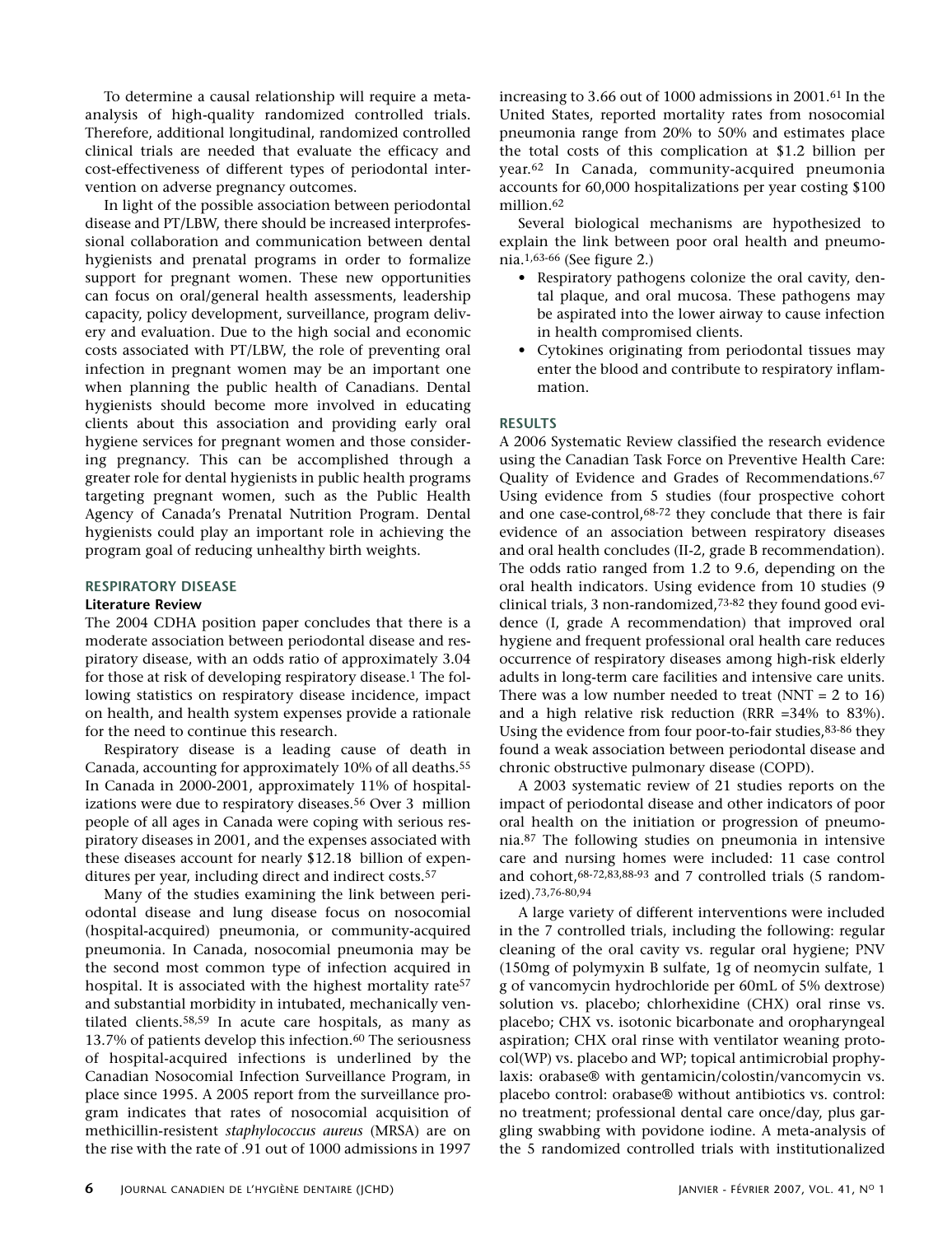To determine a causal relationship will require a meta-analysis of high-quality randomized controlled trials. Therefore, additional longitudinal, randomized controlled clinical trials are needed that evaluate the efficacy and cost-effectiveness of different types of periodontal intervention on adverse pregnancy outcomes.

In light of the possible association between periodontal disease and PT/LBW, there should be increased interprofessional collaboration and communication between dental hygienists and prenatal programs in order to formalize support for pregnant women. These new opportunities can focus on oral/general health assessments, leadership capacity, policy development, surveillance, program delivery and evaluation. Due to the high social and economic costs associated with PT/LBW, the role of preventing oral infection in pregnant women may be an important one when planning the public health of Canadians. Dental hygienists should become more involved in educating clients about this association and providing early oral hygiene services for pregnant women and those considering pregnancy. This can be accomplished through a greater role for dental hygienists in public health programs targeting pregnant women, such as the Public Health Agency of Canada's Prenatal Nutrition Program. Dental hygienists could play an important role in achieving the program goal of reducing unhealthy birth weights.

## RESPIRATORY DISEASE

### Literature Review

The 2004 CDHA position paper concludes that there is a moderate association between periodontal disease and respiratory disease, with an odds ratio of approximately 3.04 for those at risk of developing respiratory disease.[1] The following statistics on respiratory disease incidence, impact on health, and health system expenses provide a rationale for the need to continue this research.

Respiratory disease is a leading cause of death in Canada, accounting for approximately 10% of all deaths.[55] In Canada in 2000-2001, approximately 11% of hospitalizations were due to respiratory diseases.[56] Over 3 million people of all ages in Canada were coping with serious respiratory diseases in 2001, and the expenses associated with these diseases account for nearly $12.18 billion of expenditures per year, including direct and indirect costs.[57]

Many of the studies examining the link between periodontal disease and lung disease focus on nosocomial (hospital-acquired) pneumonia, or community-acquired pneumonia. In Canada, nosocomial pneumonia may be the second most common type of infection acquired in hospital. It is associated with the highest mortality rate[57] and substantial morbidity in intubated, mechanically ventilated clients.[58,59] In acute care hospitals, as many as 13.7% of patients develop this infection.[60] The seriousness of hospital-acquired infections is underlined by the Canadian Nosocomial Infection Surveillance Program, in place since 1995. A 2005 report from the surveillance program indicates that rates of nosocomial acquisition of methicillin-resistent *staphylococcus aureus* (MRSA) are on the rise with the rate of .91 out of 1000 admissions in 1997 increasing to 3.66 out of 1000 admissions in 2001.[61] In the United States, reported mortality rates from nosocomial pneumonia range from 20% to 50% and estimates place the total costs of this complication at $1.2 billion per year.[62] In Canada, community-acquired pneumonia accounts for 60,000 hospitalizations per year costing $100 million.[62]

Several biological mechanisms are hypothesized to explain the link between poor oral health and pneumonia.[1,63-66] (See figure 2.)

- Respiratory pathogens colonize the oral cavity, dental plaque, and oral mucosa. These pathogens may be aspirated into the lower airway to cause infection in health compromised clients.
- Cytokines originating from periodontal tissues may enter the blood and contribute to respiratory inflammation.

### RESULTS

A 2006 Systematic Review classified the research evidence using the Canadian Task Force on Preventive Health Care: Quality of Evidence and Grades of Recommendations.[67] Using evidence from 5 studies (four prospective cohort and one case-control,[68-72] they conclude that there is fair evidence of an association between respiratory diseases and oral health concludes (II-2, grade B recommendation). The odds ratio ranged from 1.2 to 9.6, depending on the oral health indicators. Using evidence from 10 studies (9 clinical trials, 3 non-randomized,[73-82] they found good evidence (I, grade A recommendation) that improved oral hygiene and frequent professional oral health care reduces occurrence of respiratory diseases among high-risk elderly adults in long-term care facilities and intensive care units. There was a low number needed to treat (NNT = 2 to 16) and a high relative risk reduction (RRR =34% to 83%). Using the evidence from four poor-to-fair studies,[83-86] they found a weak association between periodontal disease and chronic obstructive pulmonary disease (COPD).

A 2003 systematic review of 21 studies reports on the impact of periodontal disease and other indicators of poor oral health on the initiation or progression of pneumonia.[87] The following studies on pneumonia in intensive care and nursing homes were included: 11 case control and cohort,[68-72,83,88-93] and 7 controlled trials (5 randomized).[73,76-80,94]

A large variety of different interventions were included in the 7 controlled trials, including the following: regular cleaning of the oral cavity vs. regular oral hygiene; PNV (150mg of polymyxin B sulfate, 1g of neomycin sulfate, 1 g of vancomycin hydrochloride per 60mL of 5% dextrose) solution vs. placebo; chlorhexidine (CHX) oral rinse vs. placebo; CHX vs. isotonic bicarbonate and oropharyngeal aspiration; CHX oral rinse with ventilator weaning protocol(WP) vs. placebo and WP; topical antimicrobial prophylaxis: orabase® with gentamicin/colostin/vancomycin vs. placebo control: orabase® without antibiotics vs. control: no treatment; professional dental care once/day, plus gargling swabbing with povidone iodine. A meta-analysis of the 5 randomized controlled trials with institutionalized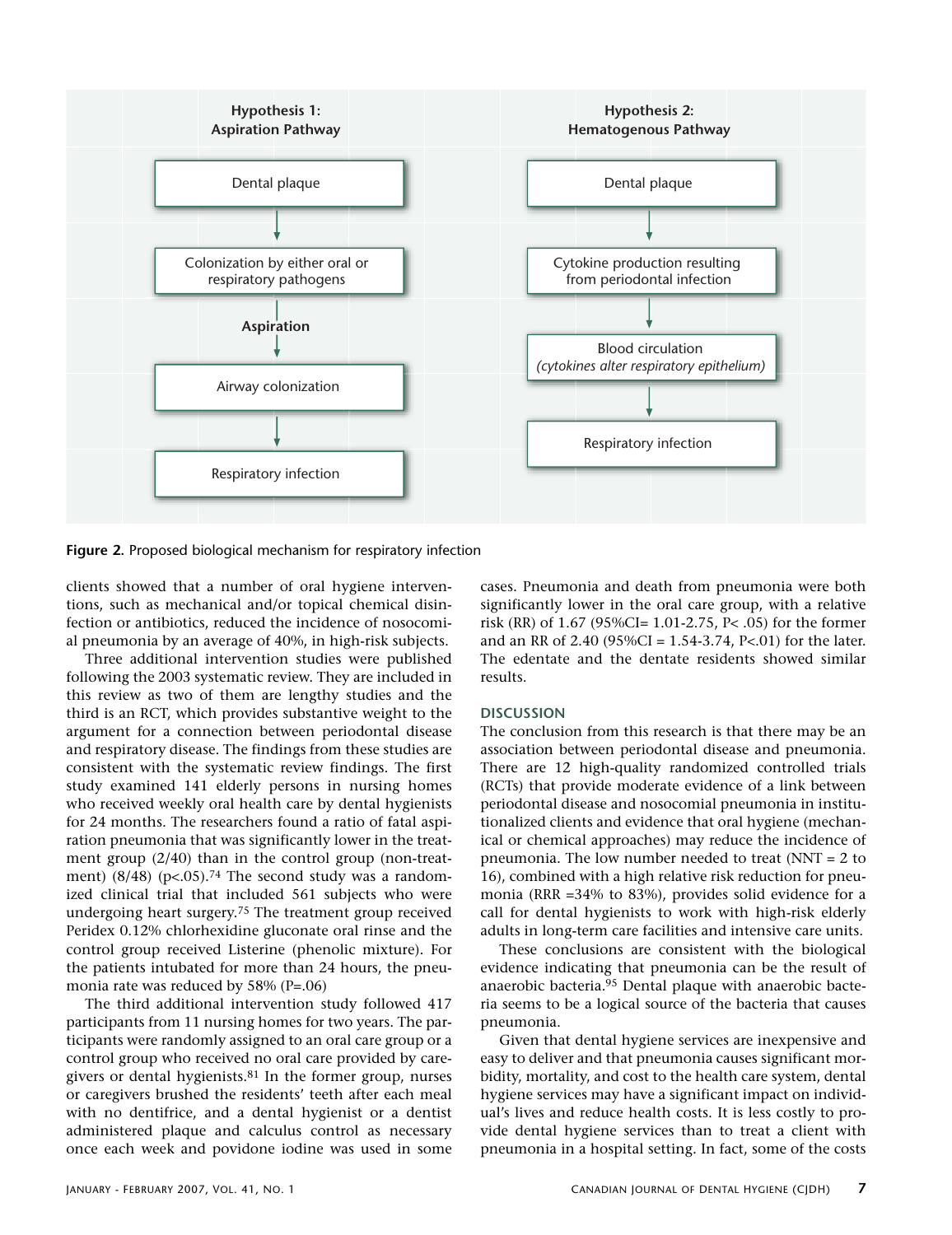**Hypothesis 1: Aspiration Pathway**

Dental plaque → Colonization by either oral or respiratory pathogens → **Aspiration** → Airway colonization → Respiratory infection

**Hypothesis 2: Hematogenous Pathway**

Dental plaque → Cytokine production resulting from periodontal infection → Blood circulation *(cytokines alter respiratory epithelium)* → Respiratory infection

**Figure 2.** Proposed biological mechanism for respiratory infection

clients showed that a number of oral hygiene interventions, such as mechanical and/or topical chemical disinfection or antibiotics, reduced the incidence of nosocomial pneumonia by an average of 40%, in high-risk subjects.

Three additional intervention studies were published following the 2003 systematic review. They are included in this review as two of them are lengthy studies and the third is an RCT, which provides substantive weight to the argument for a connection between periodontal disease and respiratory disease. The findings from these studies are consistent with the systematic review findings. The first study examined 141 elderly persons in nursing homes who received weekly oral health care by dental hygienists for 24 months. The researchers found a ratio of fatal aspiration pneumonia that was significantly lower in the treatment group (2/40) than in the control group (non-treatment) (8/48) (p<.05).[74] The second study was a randomized clinical trial that included 561 subjects who were undergoing heart surgery.[75] The treatment group received Peridex 0.12% chlorhexidine gluconate oral rinse and the control group received Listerine (phenolic mixture). For the patients intubated for more than 24 hours, the pneumonia rate was reduced by 58% (P=.06)

The third additional intervention study followed 417 participants from 11 nursing homes for two years. The participants were randomly assigned to an oral care group or a control group who received no oral care provided by caregivers or dental hygienists.[81] In the former group, nurses or caregivers brushed the residents' teeth after each meal with no dentifrice, and a dental hygienist or a dentist administered plaque and calculus control as necessary once each week and povidone iodine was used in some cases. Pneumonia and death from pneumonia were both significantly lower in the oral care group, with a relative risk (RR) of 1.67 (95%CI= 1.01-2.75, P< .05) for the former and an RR of 2.40 (95%CI = 1.54-3.74, P<.01) for the later. The edentate and the dentate residents showed similar results.

## DISCUSSION

The conclusion from this research is that there may be an association between periodontal disease and pneumonia. There are 12 high-quality randomized controlled trials (RCTs) that provide moderate evidence of a link between periodontal disease and nosocomial pneumonia in institutionalized clients and evidence that oral hygiene (mechanical or chemical approaches) may reduce the incidence of pneumonia. The low number needed to treat (NNT = 2 to 16), combined with a high relative risk reduction for pneumonia (RRR =34% to 83%), provides solid evidence for a call for dental hygienists to work with high-risk elderly adults in long-term care facilities and intensive care units.

These conclusions are consistent with the biological evidence indicating that pneumonia can be the result of anaerobic bacteria.[95] Dental plaque with anaerobic bacteria seems to be a logical source of the bacteria that causes pneumonia.

Given that dental hygiene services are inexpensive and easy to deliver and that pneumonia causes significant morbidity, mortality, and cost to the health care system, dental hygiene services may have a significant impact on individual's lives and reduce health costs. It is less costly to provide dental hygiene services than to treat a client with pneumonia in a hospital setting. In fact, some of the costs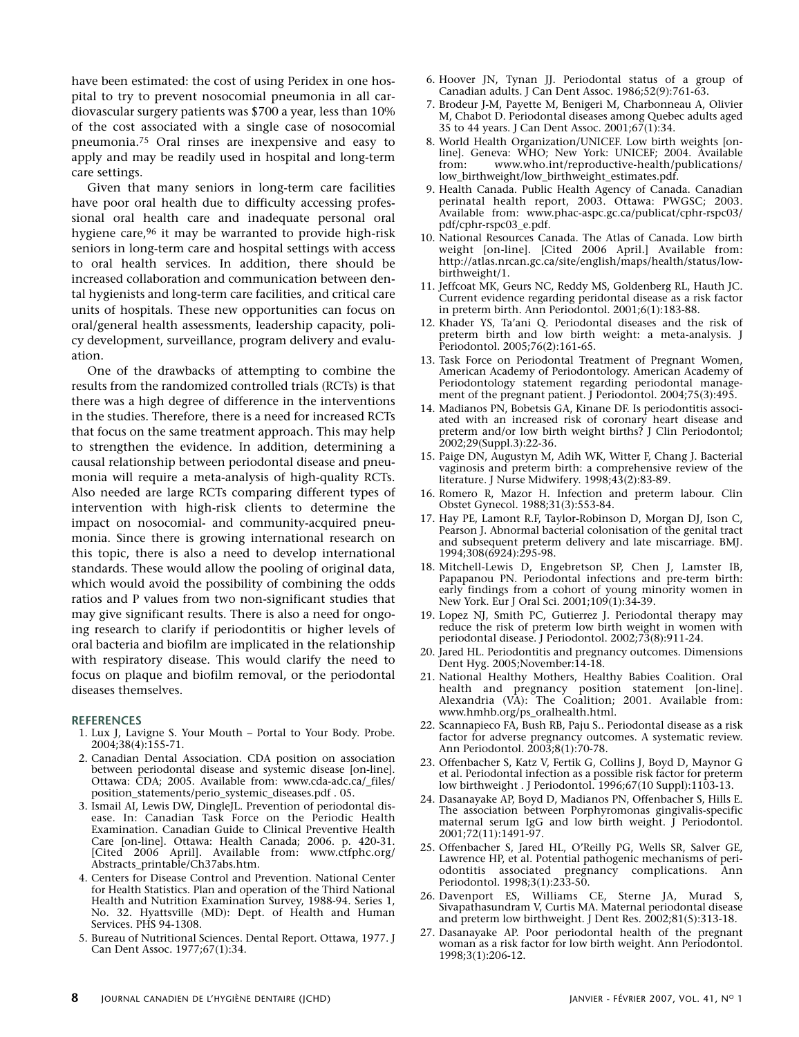have been estimated: the cost of using Peridex in one hospital to try to prevent nosocomial pneumonia in all cardiovascular surgery patients was $700 a year, less than 10% of the cost associated with a single case of nosocomial pneumonia.[75] Oral rinses are inexpensive and easy to apply and may be readily used in hospital and long-term care settings.

Given that many seniors in long-term care facilities have poor oral health due to difficulty accessing professional oral health care and inadequate personal oral hygiene care,[96] it may be warranted to provide high-risk seniors in long-term care and hospital settings with access to oral health services. In addition, there should be increased collaboration and communication between dental hygienists and long-term care facilities, and critical care units of hospitals. These new opportunities can focus on oral/general health assessments, leadership capacity, policy development, surveillance, program delivery and evaluation.

One of the drawbacks of attempting to combine the results from the randomized controlled trials (RCTs) is that there was a high degree of difference in the interventions in the studies. Therefore, there is a need for increased RCTs that focus on the same treatment approach. This may help to strengthen the evidence. In addition, determining a causal relationship between periodontal disease and pneumonia will require a meta-analysis of high-quality RCTs. Also needed are large RCTs comparing different types of intervention with high-risk clients to determine the impact on nosocomial- and community-acquired pneumonia. Since there is growing international research on this topic, there is also a need to develop international standards. These would allow the pooling of original data, which would avoid the possibility of combining the odds ratios and P values from two non-significant studies that may give significant results. There is also a need for ongoing research to clarify if periodontitis or higher levels of oral bacteria and biofilm are implicated in the relationship with respiratory disease. This would clarify the need to focus on plaque and biofilm removal, or the periodontal diseases themselves.

## REFERENCES

1. Lux J, Lavigne S. Your Mouth – Portal to Your Body. Probe. 2004;38(4):155-71.
2. Canadian Dental Association. CDA position on association between periodontal disease and systemic disease [on-line]. Ottawa: CDA; 2005. Available from: www.cda-adc.ca/_files/position_statements/perio_systemic_diseases.pdf . 05.
3. Ismail AI, Lewis DW, DingleJL. Prevention of periodontal disease. In: Canadian Task Force on the Periodic Health Examination. Canadian Guide to Clinical Preventive Health Care [on-line]. Ottawa: Health Canada; 2006. p. 420-31. [Cited 2006 April]. Available from: www.ctfphc.org/Abstracts_printable/Ch37abs.htm.
4. Centers for Disease Control and Prevention. National Center for Health Statistics. Plan and operation of the Third National Health and Nutrition Examination Survey, 1988-94. Series 1, No. 32. Hyattsville (MD): Dept. of Health and Human Services. PHS 94-1308.
5. Bureau of Nutritional Sciences. Dental Report. Ottawa, 1977. J Can Dent Assoc. 1977;67(1):34.
6. Hoover JN, Tynan JJ. Periodontal status of a group of Canadian adults. J Can Dent Assoc. 1986;52(9):761-63.
7. Brodeur J-M, Payette M, Benigeri M, Charbonneau A, Olivier M, Chabot D. Periodontal diseases among Quebec adults aged 35 to 44 years. J Can Dent Assoc. 2001;67(1):34.
8. World Health Organization/UNICEF. Low birth weights [on-line]. Geneva: WHO; New York: UNICEF; 2004. Available from: www.who.int/reproductive-health/publications/low_birthweight/low_birthweight_estimates.pdf.
9. Health Canada. Public Health Agency of Canada. Canadian perinatal health report, 2003. Ottawa: PWGSC; 2003. Available from: www.phac-aspc.gc.ca/publicat/cphr-rspc03/pdf/cphr-rspc03_e.pdf.
10. National Resources Canada. The Atlas of Canada. Low birth weight [on-line]. [Cited 2006 April.] Available from: http://atlas.nrcan.gc.ca/site/english/maps/health/status/lowbirthweight/1.
11. Jeffcoat MK, Geurs NC, Reddy MS, Goldenberg RL, Hauth JC. Current evidence regarding peridontal disease as a risk factor in preterm birth. Ann Periodontol. 2001;6(1):183-88.
12. Khader YS, Ta'ani Q. Periodontal diseases and the risk of preterm birth and low birth weight: a meta-analysis. J Periodontol. 2005;76(2):161-65.
13. Task Force on Periodontal Treatment of Pregnant Women, American Academy of Periodontology. American Academy of Periodontology statement regarding periodontal management of the pregnant patient. J Periodontol. 2004;75(3):495.
14. Madianos PN, Bobetsis GA, Kinane DF. Is periodontitis associated with an increased risk of coronary heart disease and preterm and/or low birth weight births? J Clin Periodontol; 2002;29(Suppl.3):22-36.
15. Paige DN, Augustyn M, Adih WK, Witter F, Chang J. Bacterial vaginosis and preterm birth: a comprehensive review of the literature. J Nurse Midwifery. 1998;43(2):83-89.
16. Romero R, Mazor H. Infection and preterm labour. Clin Obstet Gynecol. 1988;31(3):553-84.
17. Hay PE, Lamont R.F, Taylor-Robinson D, Morgan DJ, Ison C, Pearson J. Abnormal bacterial colonisation of the genital tract and subsequent preterm delivery and late miscarriage. BMJ. 1994;308(6924):295-98.
18. Mitchell-Lewis D, Engebretson SP, Chen J, Lamster IB, Papapanou PN. Periodontal infections and pre-term birth: early findings from a cohort of young minority women in New York. Eur J Oral Sci. 2001;109(1):34-39.
19. Lopez NJ, Smith PC, Gutierrez J. Periodontal therapy may reduce the risk of preterm low birth weight in women with periodontal disease. J Periodontol. 2002;73(8):911-24.
20. Jared HL. Periodontitis and pregnancy outcomes. Dimensions Dent Hyg. 2005;November:14-18.
21. National Healthy Mothers, Healthy Babies Coalition. Oral health and pregnancy position statement [on-line]. Alexandria (VA): The Coalition; 2001. Available from: www.hmhb.org/ps_oralhealth.html.
22. Scannapieco FA, Bush RB, Paju S.. Periodontal disease as a risk factor for adverse pregnancy outcomes. A systematic review. Ann Periodontol. 2003;8(1):70-78.
23. Offenbacher S, Katz V, Fertik G, Collins J, Boyd D, Maynor G et al. Periodontal infection as a possible risk factor for preterm low birthweight . J Periodontol. 1996;67(10 Suppl):1103-13.
24. Dasanayake AP, Boyd D, Madianos PN, Offenbacher S, Hills E. The association between Porphyromonas gingivalis-specific maternal serum IgG and low birth weight. J Periodontol. 2001;72(11):1491-97.
25. Offenbacher S, Jared HL, O'Reilly PG, Wells SR, Salver GE, Lawrence HP, et al. Potential pathogenic mechanisms of periodontitis associated pregnancy complications. Ann Periodontol. 1998;3(1):233-50.
26. Davenport ES, Williams CE, Sterne JA, Murad S, Sivapathasundram V, Curtis MA. Maternal periodontal disease and preterm low birthweight. J Dent Res. 2002;81(5):313-18.
27. Dasanayake AP. Poor periodontal health of the pregnant woman as a risk factor for low birth weight. Ann Periodontol. 1998;3(1):206-12.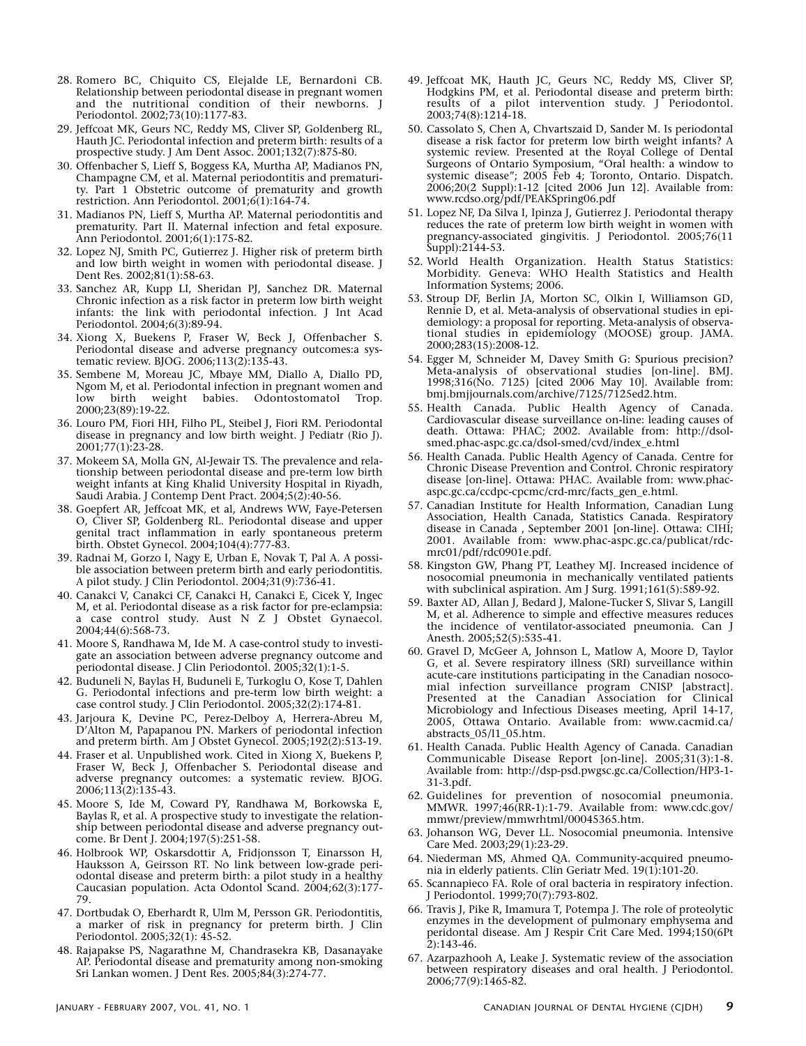28. Romero BC, Chiquito CS, Elejalde LE, Bernardoni CB. Relationship between periodontal disease in pregnant women and the nutritional condition of their newborns. J Periodontol. 2002;73(10):1177-83.
29. Jeffcoat MK, Geurs NC, Reddy MS, Cliver SP, Goldenberg RL, Hauth JC. Periodontal infection and preterm birth: results of a prospective study. J Am Dent Assoc. 2001;132(7):875-80.
30. Offenbacher S, Lieff S, Boggess KA, Murtha AP, Madianos PN, Champagne CM, et al. Maternal periodontitis and prematurity. Part 1 Obstetric outcome of prematurity and growth restriction. Ann Periodontol. 2001;6(1):164-74.
31. Madianos PN, Lieff S, Murtha AP. Maternal periodontitis and prematurity. Part II. Maternal infection and fetal exposure. Ann Periodontol. 2001;6(1):175-82.
32. Lopez NJ, Smith PC, Gutierrez J. Higher risk of preterm birth and low birth weight in women with periodontal disease. J Dent Res. 2002;81(1):58-63.
33. Sanchez AR, Kupp LI, Sheridan PJ, Sanchez DR. Maternal Chronic infection as a risk factor in preterm low birth weight infants: the link with periodontal infection. J Int Acad Periodontol. 2004;6(3):89-94.
34. Xiong X, Buekens P, Fraser W, Beck J, Offenbacher S. Periodontal disease and adverse pregnancy outcomes:a systematic review. BJOG. 2006;113(2):135-43.
35. Sembene M, Moreau JC, Mbaye MM, Diallo A, Diallo PD, Ngom M, et al. Periodontal infection in pregnant women and low birth weight babies. Odontostomatol Trop. 2000;23(89):19-22.
36. Louro PM, Fiori HH, Filho PL, Steibel J, Fiori RM. Periodontal disease in pregnancy and low birth weight. J Pediatr (Rio J). 2001;77(1):23-28.
37. Mokeem SA, Molla GN, Al-Jewair TS. The prevalence and relationship between periodontal disease and pre-term low birth weight infants at King Khalid University Hospital in Riyadh, Saudi Arabia. J Contemp Dent Pract. 2004;5(2):40-56.
38. Goepfert AR, Jeffcoat MK, et al, Andrews WW, Faye-Petersen O, Cliver SP, Goldenberg RL. Periodontal disease and upper genital tract inflammation in early spontaneous preterm birth. Obstet Gynecol. 2004;104(4):777-83.
39. Radnai M, Gorzo I, Nagy E, Urban E, Novak T, Pal A. A possible association between preterm birth and early periodontitis. A pilot study. J Clin Periodontol. 2004;31(9):736-41.
40. Canakci V, Canakci CF, Canakci H, Canakci E, Cicek Y, Ingec M, et al. Periodontal disease as a risk factor for pre-eclampsia: a case control study. Aust N Z J Obstet Gynaecol. 2004;44(6):568-73.
41. Moore S, Randhawa M, Ide M. A case-control study to investigate an association between adverse pregnancy outcome and periodontal disease. J Clin Periodontol. 2005;32(1):1-5.
42. Buduneli N, Baylas H, Buduneli E, Turkoglu O, Kose T, Dahlen G. Periodontal infections and pre-term low birth weight: a case control study. J Clin Periodontol. 2005;32(2):174-81.
43. Jarjoura K, Devine PC, Perez-Delboy A, Herrera-Abreu M, D'Alton M, Papapanou PN. Markers of periodontal infection and preterm birth. Am J Obstet Gynecol. 2005;192(2):513-19.
44. Fraser et al. Unpublished work. Cited in Xiong X, Buekens P, Fraser W, Beck J, Offenbacher S. Periodontal disease and adverse pregnancy outcomes: a systematic review. BJOG. 2006;113(2):135-43.
45. Moore S, Ide M, Coward PY, Randhawa M, Borkowska E, Baylas R, et al. A prospective study to investigate the relationship between periodontal disease and adverse pregnancy outcome. Br Dent J. 2004;197(5):251-58.
46. Holbrook WP, Oskarsdottir A, Fridjonsson T, Einarsson H, Hauksson A, Geirsson RT. No link between low-grade periodontal disease and preterm birth: a pilot study in a healthy Caucasian population. Acta Odontol Scand. 2004;62(3):177-79.
47. Dortbudak O, Eberhardt R, Ulm M, Persson GR. Periodontitis, a marker of risk in pregnancy for preterm birth. J Clin Periodontol. 2005;32(1): 45-52.
48. Rajapakse PS, Nagarathne M, Chandrasekra KB, Dasanayake AP. Periodontal disease and prematurity among non-smoking Sri Lankan women. J Dent Res. 2005;84(3):274-77.
49. Jeffcoat MK, Hauth JC, Geurs NC, Reddy MS, Cliver SP, Hodgkins PM, et al. Periodontal disease and preterm birth: results of a pilot intervention study. J Periodontol. 2003;74(8):1214-18.
50. Cassolato S, Chen A, Chvartszaid D, Sander M. Is periodontal disease a risk factor for preterm low birth weight infants? A systemic review. Presented at the Royal College of Dental Surgeons of Ontario Symposium, "Oral health: a window to systemic disease"; 2005 Feb 4; Toronto, Ontario. Dispatch. 2006;20(2 Suppl):1-12 [cited 2006 Jun 12]. Available from: www.rcdso.org/pdf/PEAKSpring06.pdf
51. Lopez NF, Da Silva I, Ipinza J, Gutierrez J. Periodontal therapy reduces the rate of preterm low birth weight in women with pregnancy-associated gingivitis. J Periodontol. 2005;76(11 Suppl):2144-53.
52. World Health Organization. Health Status Statistics: Morbidity. Geneva: WHO Health Statistics and Health Information Systems; 2006.
53. Stroup DF, Berlin JA, Morton SC, Olkin I, Williamson GD, Rennie D, et al. Meta-analysis of observational studies in epidemiology: a proposal for reporting. Meta-analysis of observational studies in epidemiology (MOOSE) group. JAMA. 2000;283(15):2008-12.
54. Egger M, Schneider M, Davey Smith G: Spurious precision? Meta-analysis of observational studies [on-line]. BMJ. 1998;316(No. 7125) [cited 2006 May 10]. Available from: bmj.bmjjournals.com/archive/7125/7125ed2.htm.
55. Health Canada. Public Health Agency of Canada. Cardiovascular disease surveillance on-line: leading causes of death. Ottawa: PHAC; 2002. Available from: http://dsol-smed.phac-aspc.gc.ca/dsol-smed/cvd/index_e.html
56. Health Canada. Public Health Agency of Canada. Centre for Chronic Disease Prevention and Control. Chronic respiratory disease [on-line]. Ottawa: PHAC. Available from: www.phac-aspc.gc.ca/ccdpc-cpcmc/crd-mrc/facts_gen_e.html.
57. Canadian Institute for Health Information, Canadian Lung Association, Health Canada, Statistics Canada. Respiratory disease in Canada , September 2001 [on-line]. Ottawa: CIHI; 2001. Available from: www.phac-aspc.gc.ca/publicat/rdc-mrc01/pdf/rdc0901e.pdf.
58. Kingston GW, Phang PT, Leathey MJ. Increased incidence of nosocomial pneumonia in mechanically ventilated patients with subclinical aspiration. Am J Surg. 1991;161(5):589-92.
59. Baxter AD, Allan J, Bedard J, Malone-Tucker S, Slivar S, Langill M, et al. Adherence to simple and effective measures reduces the incidence of ventilator-associated pneumonia. Can J Anesth. 2005;52(5):535-41.
60. Gravel D, McGeer A, Johnson L, Matlow A, Moore D, Taylor G, et al. Severe respiratory illness (SRI) surveillance within acute-care institutions participating in the Canadian nosocomial infection surveillance program CNISP [abstract]. Presented at the Canadian Association for Clinical Microbiology and Infectious Diseases meeting, April 14-17, 2005, Ottawa Ontario. Available from: www.cacmid.ca/abstracts_05/l1_05.htm.
61. Health Canada. Public Health Agency of Canada. Canadian Communicable Disease Report [on-line]. 2005;31(3):1-8. Available from: http://dsp-psd.pwgsc.gc.ca/Collection/HP3-1-31-3.pdf.
62. Guidelines for prevention of nosocomial pneumonia. MMWR. 1997;46(RR-1):1-79. Available from: www.cdc.gov/mmwr/preview/mmwrhtml/00045365.htm.
63. Johanson WG, Dever LL. Nosocomial pneumonia. Intensive Care Med. 2003;29(1):23-29.
64. Niederman MS, Ahmed QA. Community-acquired pneumonia in elderly patients. Clin Geriatr Med. 19(1):101-20.
65. Scannapieco FA. Role of oral bacteria in respiratory infection. J Periodontol. 1999;70(7):793-802.
66. Travis J, Pike R, Imamura T, Potempa J. The role of proteolytic enzymes in the development of pulmonary emphysema and peridontal disease. Am J Respir Crit Care Med. 1994;150(6Pt 2):143-46.
67. Azarpazhooh A, Leake J. Systematic review of the association between respiratory diseases and oral health. J Periodontol. 2006;77(9):1465-82.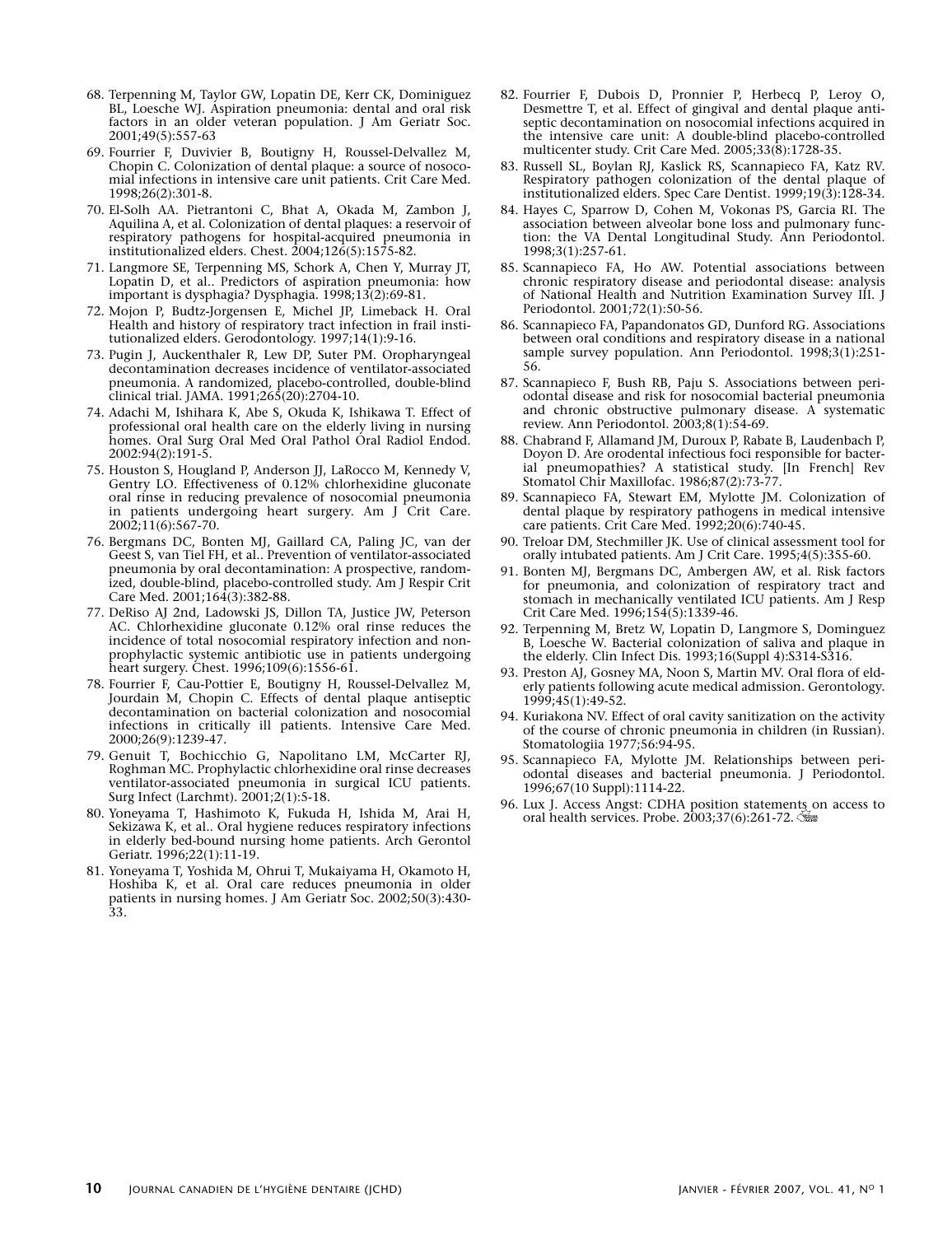68. Terpenning M, Taylor GW, Lopatin DE, Kerr CK, Dominiguez BL, Loesche WJ. Aspiration pneumonia: dental and oral risk factors in an older veteran population. J Am Geriatr Soc. 2001;49(5):557-63
69. Fourrier F, Duvivier B, Boutigny H, Roussel-Delvallez M, Chopin C. Colonization of dental plaque: a source of nosocomial infections in intensive care unit patients. Crit Care Med. 1998;26(2):301-8.
70. El-Solh AA. Pietrantoni C, Bhat A, Okada M, Zambon J, Aquilina A, et al. Colonization of dental plaques: a reservoir of respiratory pathogens for hospital-acquired pneumonia in institutionalized elders. Chest. 2004;126(5):1575-82.
71. Langmore SE, Terpenning MS, Schork A, Chen Y, Murray JT, Lopatin D, et al.. Predictors of aspiration pneumonia: how important is dysphagia? Dysphagia. 1998;13(2):69-81.
72. Mojon P, Budtz-Jorgensen E, Michel JP, Limeback H. Oral Health and history of respiratory tract infection in frail institutionalized elders. Gerodontology. 1997;14(1):9-16.
73. Pugin J, Auckenthaler R, Lew DP, Suter PM. Oropharyngeal decontamination decreases incidence of ventilator-associated pneumonia. A randomized, placebo-controlled, double-blind clinical trial. JAMA. 1991;265(20):2704-10.
74. Adachi M, Ishihara K, Abe S, Okuda K, Ishikawa T. Effect of professional oral health care on the elderly living in nursing homes. Oral Surg Oral Med Oral Pathol Oral Radiol Endod. 2002:94(2):191-5.
75. Houston S, Hougland P, Anderson JJ, LaRocco M, Kennedy V, Gentry LO. Effectiveness of 0.12% chlorhexidine gluconate oral rinse in reducing prevalence of nosocomial pneumonia in patients undergoing heart surgery. Am J Crit Care. 2002;11(6):567-70.
76. Bergmans DC, Bonten MJ, Gaillard CA, Paling JC, van der Geest S, van Tiel FH, et al.. Prevention of ventilator-associated pneumonia by oral decontamination: A prospective, randomized, double-blind, placebo-controlled study. Am J Respir Crit Care Med. 2001;164(3):382-88.
77. DeRiso AJ 2nd, Ladowski JS, Dillon TA, Justice JW, Peterson AC. Chlorhexidine gluconate 0.12% oral rinse reduces the incidence of total nosocomial respiratory infection and nonprophylactic systemic antibiotic use in patients undergoing heart surgery. Chest. 1996;109(6):1556-61.
78. Fourrier F, Cau-Pottier E, Boutigny H, Roussel-Delvallez M, Jourdain M, Chopin C. Effects of dental plaque antiseptic decontamination on bacterial colonization and nosocomial infections in critically ill patients. Intensive Care Med. 2000;26(9):1239-47.
79. Genuit T, Bochicchio G, Napolitano LM, McCarter RJ, Roghman MC. Prophylactic chlorhexidine oral rinse decreases ventilator-associated pneumonia in surgical ICU patients. Surg Infect (Larchmt). 2001;2(1):5-18.
80. Yoneyama T, Hashimoto K, Fukuda H, Ishida M, Arai H, Sekizawa K, et al.. Oral hygiene reduces respiratory infections in elderly bed-bound nursing home patients. Arch Gerontol Geriatr. 1996;22(1):11-19.
81. Yoneyama T, Yoshida M, Ohrui T, Mukaiyama H, Okamoto H, Hoshiba K, et al. Oral care reduces pneumonia in older patients in nursing homes. J Am Geriatr Soc. 2002;50(3):430-33.
82. Fourrier F, Dubois D, Pronnier P, Herbecq P, Leroy O, Desmettre T, et al. Effect of gingival and dental plaque antiseptic decontamination on nosocomial infections acquired in the intensive care unit: A double-blind placebo-controlled multicenter study. Crit Care Med. 2005;33(8):1728-35.
83. Russell SL, Boylan RJ, Kaslick RS, Scannapieco FA, Katz RV. Respiratory pathogen colonization of the dental plaque of institutionalized elders. Spec Care Dentist. 1999;19(3):128-34.
84. Hayes C, Sparrow D, Cohen M, Vokonas PS, Garcia RI. The association between alveolar bone loss and pulmonary function: the VA Dental Longitudinal Study. Ann Periodontol. 1998;3(1):257-61.
85. Scannapieco FA, Ho AW. Potential associations between chronic respiratory disease and periodontal disease: analysis of National Health and Nutrition Examination Survey III. J Periodontol. 2001;72(1):50-56.
86. Scannapieco FA, Papandonatos GD, Dunford RG. Associations between oral conditions and respiratory disease in a national sample survey population. Ann Periodontol. 1998;3(1):251-56.
87. Scannapieco F, Bush RB, Paju S. Associations between periodontal disease and risk for nosocomial bacterial pneumonia and chronic obstructive pulmonary disease. A systematic review. Ann Periodontol. 2003;8(1):54-69.
88. Chabrand F, Allamand JM, Duroux P, Rabate B, Laudenbach P, Doyon D. Are orodental infectious foci responsible for bacterial pneumopathies? A statistical study. [In French] Rev Stomatol Chir Maxillofac. 1986;87(2):73-77.
89. Scannapieco FA, Stewart EM, Mylotte JM. Colonization of dental plaque by respiratory pathogens in medical intensive care patients. Crit Care Med. 1992;20(6):740-45.
90. Treloar DM, Stechmiller JK. Use of clinical assessment tool for orally intubated patients. Am J Crit Care. 1995;4(5):355-60.
91. Bonten MJ, Bergmans DC, Ambergen AW, et al. Risk factors for pneumonia, and colonization of respiratory tract and stomach in mechanically ventilated ICU patients. Am J Resp Crit Care Med. 1996;154(5):1339-46.
92. Terpenning M, Bretz W, Lopatin D, Langmore S, Dominguez B, Loesche W. Bacterial colonization of saliva and plaque in the elderly. Clin Infect Dis. 1993;16(Suppl 4):S314-S316.
93. Preston AJ, Gosney MA, Noon S, Martin MV. Oral flora of elderly patients following acute medical admission. Gerontology. 1999;45(1):49-52.
94. Kuriakona NV. Effect of oral cavity sanitization on the activity of the course of chronic pneumonia in children (in Russian). Stomatologiia 1977;56:94-95.
95. Scannapieco FA, Mylotte JM. Relationships between periodontal diseases and bacterial pneumonia. J Periodontol. 1996;67(10 Suppl):1114-22.
96. Lux J. Access Angst: CDHA position statements on access to oral health services. Probe. 2003;37(6):261-72.